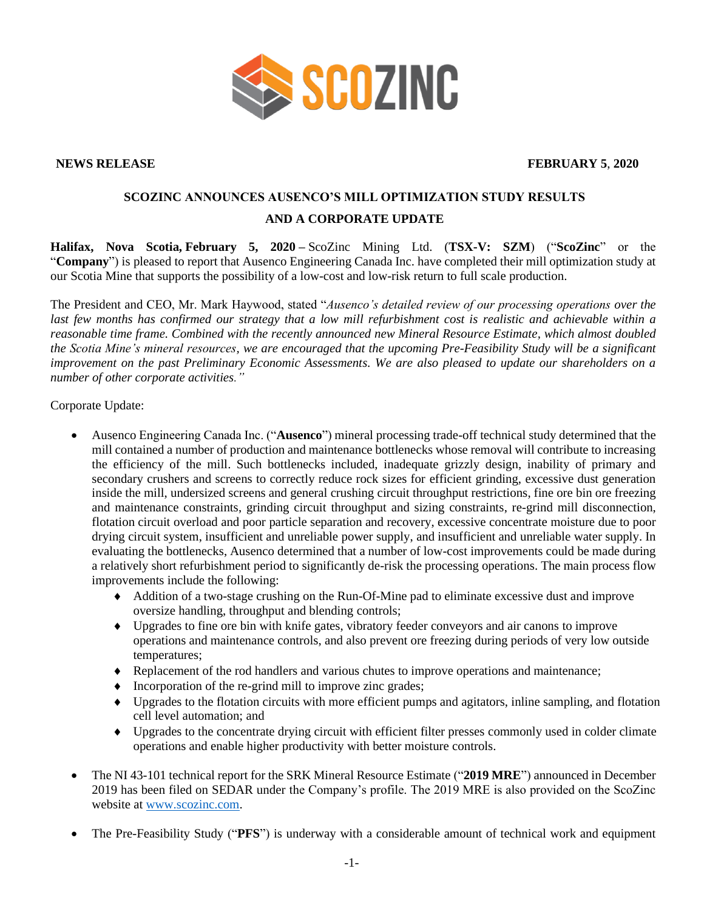**NEWS RELEASE** **FEBRUARY 5, 2020**

## SCOZINC ANNOUNCES AUSENCO'S MILL OPTIMIZATION STUDY RESULTS AND A CORPORATE UPDATE

**Halifax, Nova Scotia, February 5, 2020 –** ScoZinc Mining Ltd. (**TSX-V: SZM**) ("**ScoZinc**" or the "**Company**") is pleased to report that Ausenco Engineering Canada Inc. have completed their mill optimization study at our Scotia Mine that supports the possibility of a low-cost and low-risk return to full scale production.

The President and CEO, Mr. Mark Haywood, stated "*Ausenco's detailed review of our processing operations over the last few months has confirmed our strategy that a low mill refurbishment cost is realistic and achievable within a reasonable time frame. Combined with the recently announced new Mineral Resource Estimate, which almost doubled the Scotia Mine's mineral resources, we are encouraged that the upcoming Pre-Feasibility Study will be a significant improvement on the past Preliminary Economic Assessments. We are also pleased to update our shareholders on a number of other corporate activities.*"

Corporate Update:

- Ausenco Engineering Canada Inc. ("**Ausenco**") mineral processing trade-off technical study determined that the mill contained a number of production and maintenance bottlenecks whose removal will contribute to increasing the efficiency of the mill. Such bottlenecks included, inadequate grizzly design, inability of primary and secondary crushers and screens to correctly reduce rock sizes for efficient grinding, excessive dust generation inside the mill, undersized screens and general crushing circuit throughput restrictions, fine ore bin ore freezing and maintenance constraints, grinding circuit throughput and sizing constraints, re-grind mill disconnection, flotation circuit overload and poor particle separation and recovery, excessive concentrate moisture due to poor drying circuit system, insufficient and unreliable power supply, and insufficient and unreliable water supply. In evaluating the bottlenecks, Ausenco determined that a number of low-cost improvements could be made during a relatively short refurbishment period to significantly de-risk the processing operations. The main process flow improvements include the following:
  - Addition of a two-stage crushing on the Run-Of-Mine pad to eliminate excessive dust and improve oversize handling, throughput and blending controls;
  - Upgrades to fine ore bin with knife gates, vibratory feeder conveyors and air canons to improve operations and maintenance controls, and also prevent ore freezing during periods of very low outside temperatures;
  - Replacement of the rod handlers and various chutes to improve operations and maintenance;
  - Incorporation of the re-grind mill to improve zinc grades;
  - Upgrades to the flotation circuits with more efficient pumps and agitators, inline sampling, and flotation cell level automation; and
  - Upgrades to the concentrate drying circuit with efficient filter presses commonly used in colder climate operations and enable higher productivity with better moisture controls.

- The NI 43-101 technical report for the SRK Mineral Resource Estimate ("**2019 MRE**") announced in December 2019 has been filed on SEDAR under the Company's profile. The 2019 MRE is also provided on the ScoZinc website at www.scozinc.com.

- The Pre-Feasibility Study ("**PFS**") is underway with a considerable amount of technical work and equipment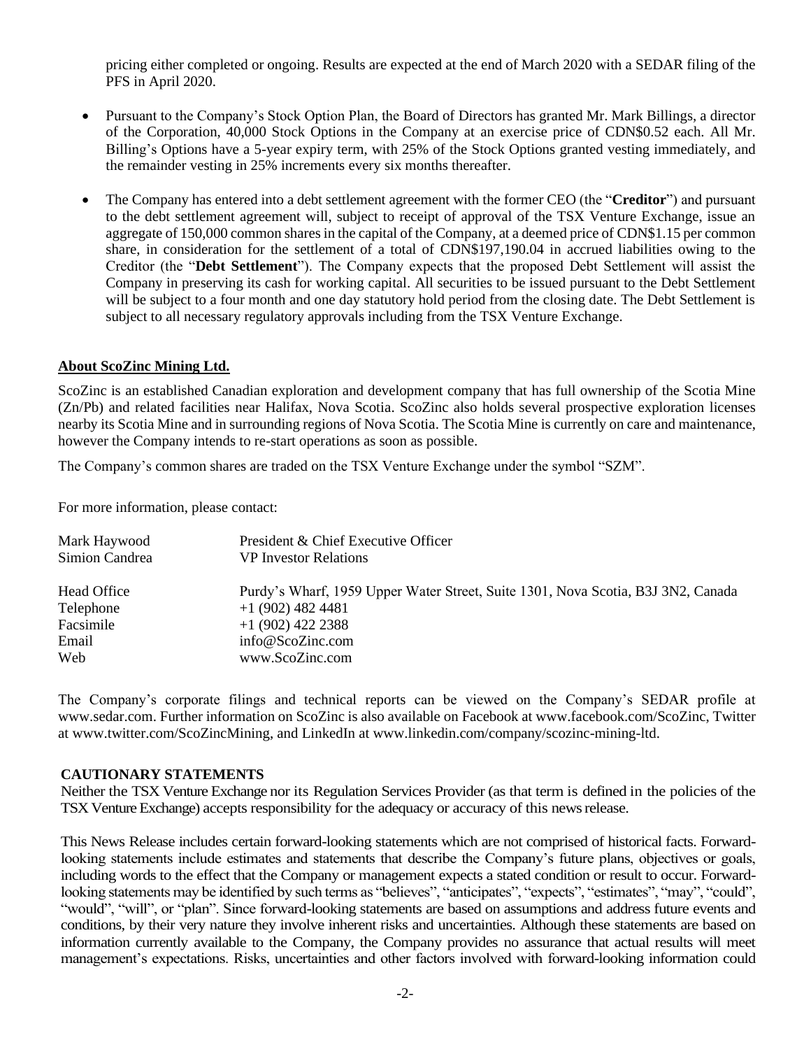pricing either completed or ongoing. Results are expected at the end of March 2020 with a SEDAR filing of the PFS in April 2020.

- Pursuant to the Company's Stock Option Plan, the Board of Directors has granted Mr. Mark Billings, a director of the Corporation, 40,000 Stock Options in the Company at an exercise price of CDN$0.52 each. All Mr. Billing's Options have a 5-year expiry term, with 25% of the Stock Options granted vesting immediately, and the remainder vesting in 25% increments every six months thereafter.

- The Company has entered into a debt settlement agreement with the former CEO (the "**Creditor**") and pursuant to the debt settlement agreement will, subject to receipt of approval of the TSX Venture Exchange, issue an aggregate of 150,000 common shares in the capital of the Company, at a deemed price of CDN$1.15 per common share, in consideration for the settlement of a total of CDN$197,190.04 in accrued liabilities owing to the Creditor (the "**Debt Settlement**"). The Company expects that the proposed Debt Settlement will assist the Company in preserving its cash for working capital. All securities to be issued pursuant to the Debt Settlement will be subject to a four month and one day statutory hold period from the closing date. The Debt Settlement is subject to all necessary regulatory approvals including from the TSX Venture Exchange.

## About ScoZinc Mining Ltd.

ScoZinc is an established Canadian exploration and development company that has full ownership of the Scotia Mine (Zn/Pb) and related facilities near Halifax, Nova Scotia. ScoZinc also holds several prospective exploration licenses nearby its Scotia Mine and in surrounding regions of Nova Scotia. The Scotia Mine is currently on care and maintenance, however the Company intends to re-start operations as soon as possible.

The Company's common shares are traded on the TSX Venture Exchange under the symbol "SZM".

For more information, please contact:

| | |
|---|---|
| Mark Haywood | President & Chief Executive Officer |
| Simion Candrea | VP Investor Relations |
| | |
| Head Office | Purdy's Wharf, 1959 Upper Water Street, Suite 1301, Nova Scotia, B3J 3N2, Canada |
| Telephone | +1 (902) 482 4481 |
| Facsimile | +1 (902) 422 2388 |
| Email | info@ScoZinc.com |
| Web | www.ScoZinc.com |

The Company's corporate filings and technical reports can be viewed on the Company's SEDAR profile at www.sedar.com. Further information on ScoZinc is also available on Facebook at www.facebook.com/ScoZinc, Twitter at www.twitter.com/ScoZincMining, and LinkedIn at www.linkedin.com/company/scozinc-mining-ltd.

## CAUTIONARY STATEMENTS

Neither the TSX Venture Exchange nor its Regulation Services Provider (as that term is defined in the policies of the TSX Venture Exchange) accepts responsibility for the adequacy or accuracy of this news release.

This News Release includes certain forward-looking statements which are not comprised of historical facts. Forward-looking statements include estimates and statements that describe the Company's future plans, objectives or goals, including words to the effect that the Company or management expects a stated condition or result to occur. Forward-looking statements may be identified by such terms as "believes", "anticipates", "expects", "estimates", "may", "could", "would", "will", or "plan". Since forward-looking statements are based on assumptions and address future events and conditions, by their very nature they involve inherent risks and uncertainties. Although these statements are based on information currently available to the Company, the Company provides no assurance that actual results will meet management's expectations. Risks, uncertainties and other factors involved with forward-looking information could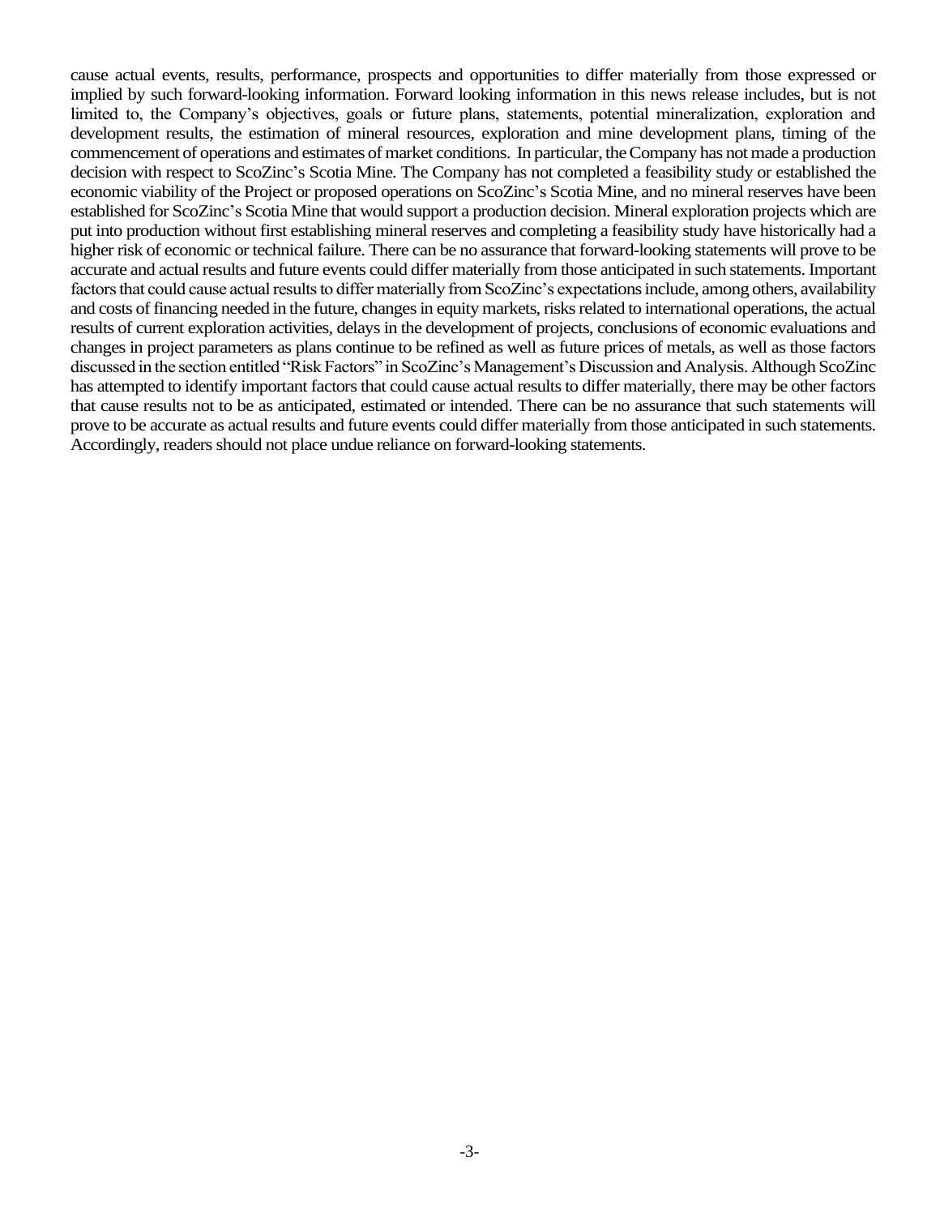cause actual events, results, performance, prospects and opportunities to differ materially from those expressed or implied by such forward-looking information. Forward looking information in this news release includes, but is not limited to, the Company's objectives, goals or future plans, statements, potential mineralization, exploration and development results, the estimation of mineral resources, exploration and mine development plans, timing of the commencement of operations and estimates of market conditions. In particular, the Company has not made a production decision with respect to ScoZinc's Scotia Mine. The Company has not completed a feasibility study or established the economic viability of the Project or proposed operations on ScoZinc's Scotia Mine, and no mineral reserves have been established for ScoZinc's Scotia Mine that would support a production decision. Mineral exploration projects which are put into production without first establishing mineral reserves and completing a feasibility study have historically had a higher risk of economic or technical failure. There can be no assurance that forward-looking statements will prove to be accurate and actual results and future events could differ materially from those anticipated in such statements. Important factors that could cause actual results to differ materially from ScoZinc's expectations include, among others, availability and costs of financing needed in the future, changes in equity markets, risks related to international operations, the actual results of current exploration activities, delays in the development of projects, conclusions of economic evaluations and changes in project parameters as plans continue to be refined as well as future prices of metals, as well as those factors discussed in the section entitled "Risk Factors" in ScoZinc's Management's Discussion and Analysis. Although ScoZinc has attempted to identify important factors that could cause actual results to differ materially, there may be other factors that cause results not to be as anticipated, estimated or intended. There can be no assurance that such statements will prove to be accurate as actual results and future events could differ materially from those anticipated in such statements. Accordingly, readers should not place undue reliance on forward-looking statements.